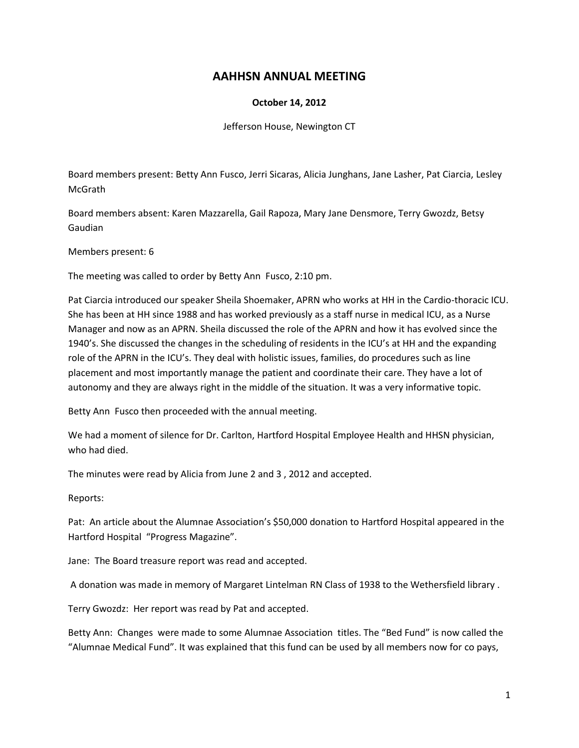# AAHHSN ANNUAL MEETING

**October 14, 2012**

Jefferson House, Newington CT

Board members present: Betty Ann Fusco, Jerri Sicaras, Alicia Junghans, Jane Lasher, Pat Ciarcia, Lesley McGrath

Board members absent: Karen Mazzarella, Gail Rapoza, Mary Jane Densmore, Terry Gwozdz, Betsy Gaudian

Members present: 6

The meeting was called to order by Betty Ann Fusco, 2:10 pm.

Pat Ciarcia introduced our speaker Sheila Shoemaker, APRN who works at HH in the Cardio-thoracic ICU. She has been at HH since 1988 and has worked previously as a staff nurse in medical ICU, as a Nurse Manager and now as an APRN. Sheila discussed the role of the APRN and how it has evolved since the 1940's. She discussed the changes in the scheduling of residents in the ICU's at HH and the expanding role of the APRN in the ICU's. They deal with holistic issues, families, do procedures such as line placement and most importantly manage the patient and coordinate their care. They have a lot of autonomy and they are always right in the middle of the situation. It was a very informative topic.

Betty Ann Fusco then proceeded with the annual meeting.

We had a moment of silence for Dr. Carlton, Hartford Hospital Employee Health and HHSN physician, who had died.

The minutes were read by Alicia from June 2 and 3 , 2012 and accepted.

Reports:

Pat: An article about the Alumnae Association's $50,000 donation to Hartford Hospital appeared in the Hartford Hospital "Progress Magazine".

Jane: The Board treasure report was read and accepted.

A donation was made in memory of Margaret Lintelman RN Class of 1938 to the Wethersfield library .

Terry Gwozdz: Her report was read by Pat and accepted.

Betty Ann: Changes were made to some Alumnae Association titles. The "Bed Fund" is now called the "Alumnae Medical Fund". It was explained that this fund can be used by all members now for co pays,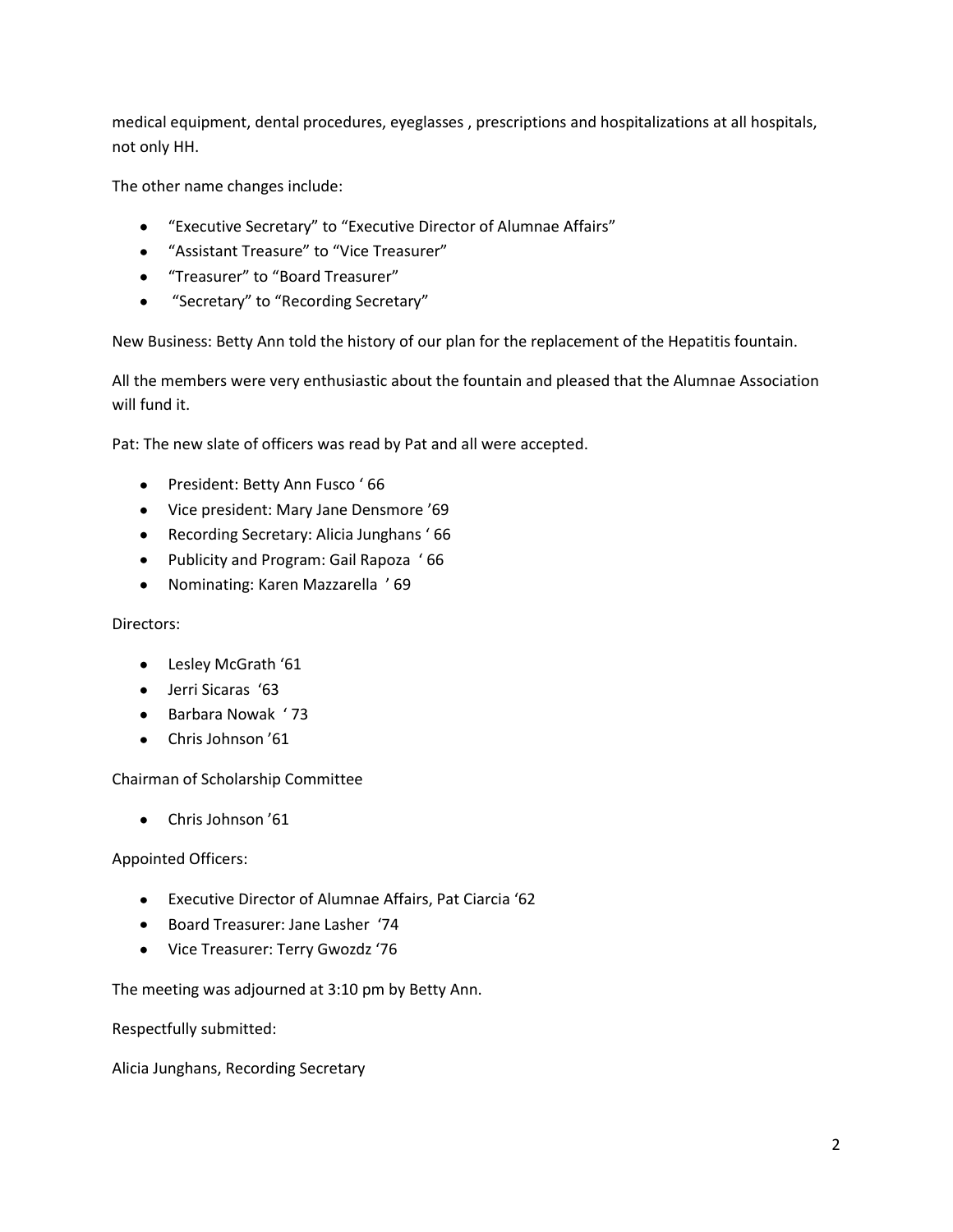medical equipment, dental procedures, eyeglasses , prescriptions and hospitalizations at all hospitals, not only HH.

The other name changes include:

- “Executive Secretary” to “Executive Director of Alumnae Affairs”
- “Assistant Treasure” to “Vice Treasurer”
- “Treasurer” to “Board Treasurer”
- “Secretary” to “Recording Secretary”

New Business: Betty Ann told the history of our plan for the replacement of the Hepatitis fountain.

All the members were very enthusiastic about the fountain and pleased that the Alumnae Association will fund it.

Pat: The new slate of officers was read by Pat and all were accepted.

- President: Betty Ann Fusco ‘ 66
- Vice president: Mary Jane Densmore ’69
- Recording Secretary: Alicia Junghans ‘ 66
- Publicity and Program: Gail Rapoza ‘ 66
- Nominating: Karen Mazzarella ’ 69

Directors:

- Lesley McGrath ‘61
- Jerri Sicaras ‘63
- Barbara Nowak ‘ 73
- Chris Johnson ’61

Chairman of Scholarship Committee

- Chris Johnson ’61

Appointed Officers:

- Executive Director of Alumnae Affairs, Pat Ciarcia ‘62
- Board Treasurer: Jane Lasher ‘74
- Vice Treasurer: Terry Gwozdz ‘76

The meeting was adjourned at 3:10 pm by Betty Ann.

Respectfully submitted:

Alicia Junghans, Recording Secretary